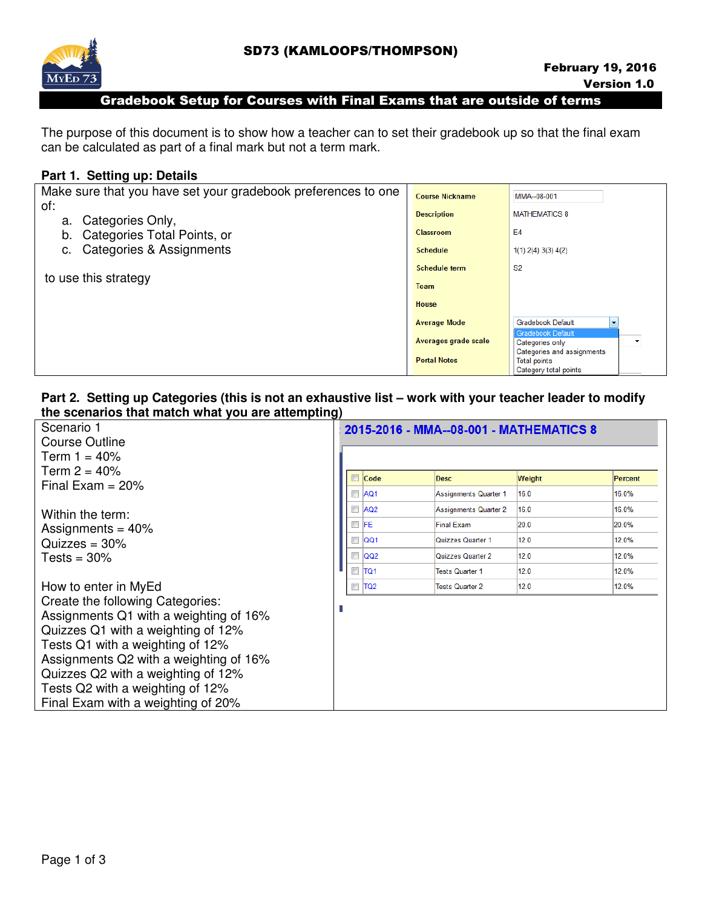# SD73 (KAMLOOPS/THOMPSON)

February 19, 2016
Version 1.0

## Gradebook Setup for Courses with Final Exams that are outside of terms

The purpose of this document is to show how a teacher can to set their gradebook up so that the final exam can be calculated as part of a final mark but not a term mark.

### Part 1. Setting up: Details

Make sure that you have set your gradebook preferences to one of:

a. Categories Only,
b. Categories Total Points, or
c. Categories & Assignments

to use this strategy

| | |
|---|---|
| Course Nickname | MMA--08-001 |
| Description | MATHEMATICS 8 |
| Classroom | E4 |
| Schedule | 1(1) 2(4) 3(3) 4(2) |
| Schedule term | S2 |
| Team | |
| House | |
| Average Mode | Gradebook Default (Gradebook Default / Categories only / Categories and assignments / Total points / Category total points) |
| Averages grade scale | |
| Portal Notes | |

### Part 2. Setting up Categories (this is not an exhaustive list – work with your teacher leader to modify the scenarios that match what you are attempting)

Scenario 1
Course Outline
Term 1 = 40%
Term 2 = 40%
Final Exam = 20%

Within the term:
Assignments = 40%
Quizzes = 30%
Tests = 30%

How to enter in MyEd
Create the following Categories:
Assignments Q1 with a weighting of 16%
Quizzes Q1 with a weighting of 12%
Tests Q1 with a weighting of 12%
Assignments Q2 with a weighting of 16%
Quizzes Q2 with a weighting of 12%
Tests Q2 with a weighting of 12%
Final Exam with a weighting of 20%

**2015-2016 - MMA--08-001 - MATHEMATICS 8**

| Code | Desc | Weight | Percent |
|---|---|---|---|
| AQ1 | Assignments Quarter 1 | 16.0 | 16.0% |
| AQ2 | Assignments Quarter 2 | 16.0 | 16.0% |
| FE | Final Exam | 20.0 | 20.0% |
| QQ1 | Quizzes Quarter 1 | 12.0 | 12.0% |
| QQ2 | Quizzes Quarter 2 | 12.0 | 12.0% |
| TQ1 | Tests Quarter 1 | 12.0 | 12.0% |
| TQ2 | Tests Quarter 2 | 12.0 | 12.0% |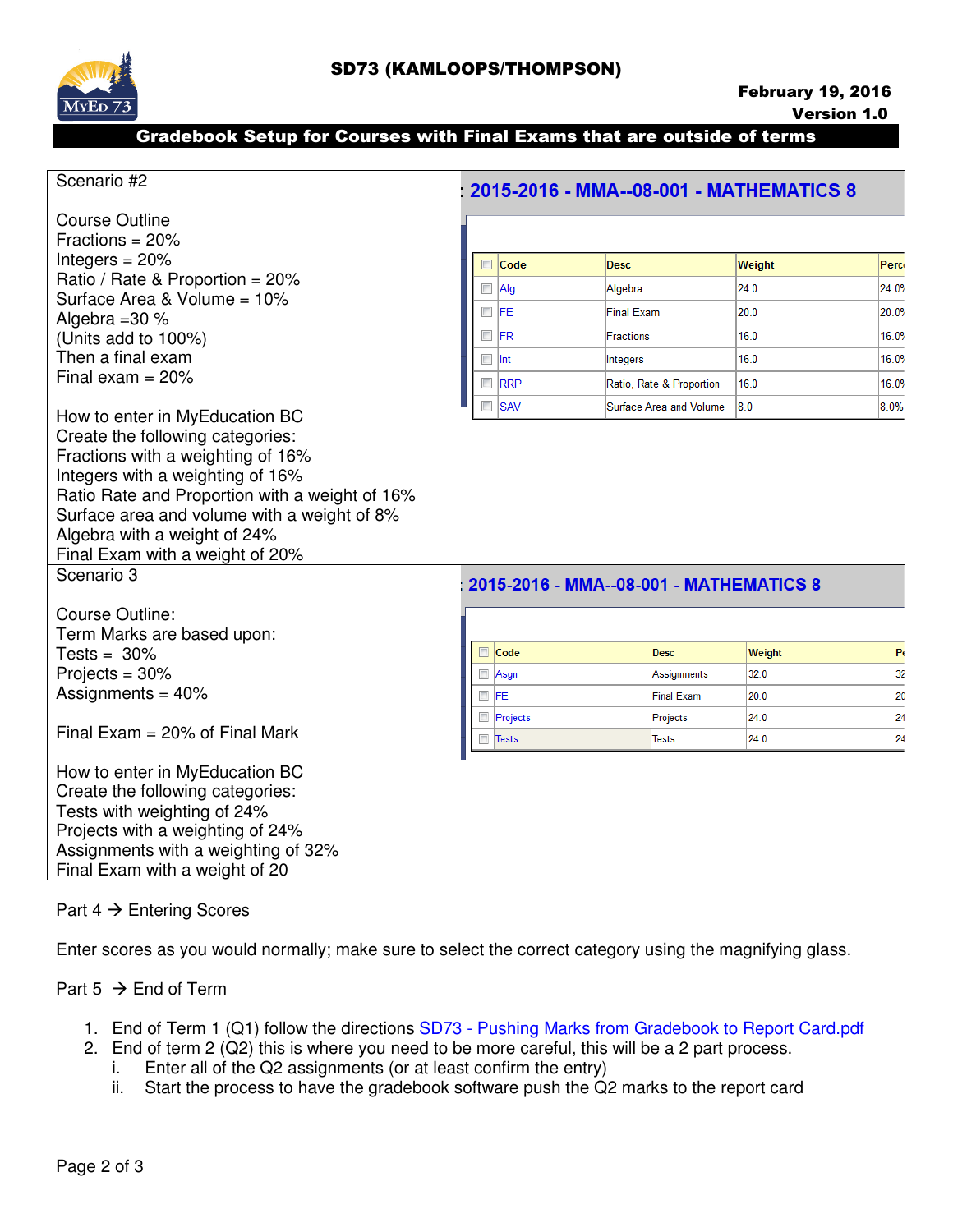Scenario #2

Course Outline
Fractions = 20%
Integers = 20%
Ratio / Rate & Proportion = 20%
Surface Area & Volume = 10%
Algebra =30 %
(Units add to 100%)
Then a final exam
Final exam = 20%

How to enter in MyEducation BC
Create the following categories:
Fractions with a weighting of 16%
Integers with a weighting of 16%
Ratio Rate and Proportion with a weight of 16%
Surface area and volume with a weight of 8%
Algebra with a weight of 24%
Final Exam with a weight of 20%

: 2015-2016 - MMA--08-001 - MATHEMATICS 8

| Code | Desc | Weight | Perc |
|---|---|---|---|
| Alg | Algebra | 24.0 | 24.0% |
| FE | Final Exam | 20.0 | 20.0% |
| FR | Fractions | 16.0 | 16.0% |
| Int | Integers | 16.0 | 16.0% |
| RRP | Ratio, Rate & Proportion | 16.0 | 16.0% |
| SAV | Surface Area and Volume | 8.0 | 8.0% |

Scenario 3

Course Outline:
Term Marks are based upon:
Tests = 30%
Projects = 30%
Assignments = 40%

Final Exam = 20% of Final Mark

How to enter in MyEducation BC
Create the following categories:
Tests with weighting of 24%
Projects with a weighting of 24%
Assignments with a weighting of 32%
Final Exam with a weight of 20

: 2015-2016 - MMA--08-001 - MATHEMATICS 8

| Code | Desc | Weight | Pe |
|---|---|---|---|
| Asgn | Assignments | 32.0 | 32 |
| FE | Final Exam | 20.0 | 20 |
| Projects | Projects | 24.0 | 24 |
| Tests | Tests | 24.0 | 24 |

Part 4 → Entering Scores

Enter scores as you would normally; make sure to select the correct category using the magnifying glass.

Part 5 → End of Term

1. End of Term 1 (Q1) follow the directions SD73 - Pushing Marks from Gradebook to Report Card.pdf
2. End of term 2 (Q2) this is where you need to be more careful, this will be a 2 part process.
   i. Enter all of the Q2 assignments (or at least confirm the entry)
   ii. Start the process to have the gradebook software push the Q2 marks to the report card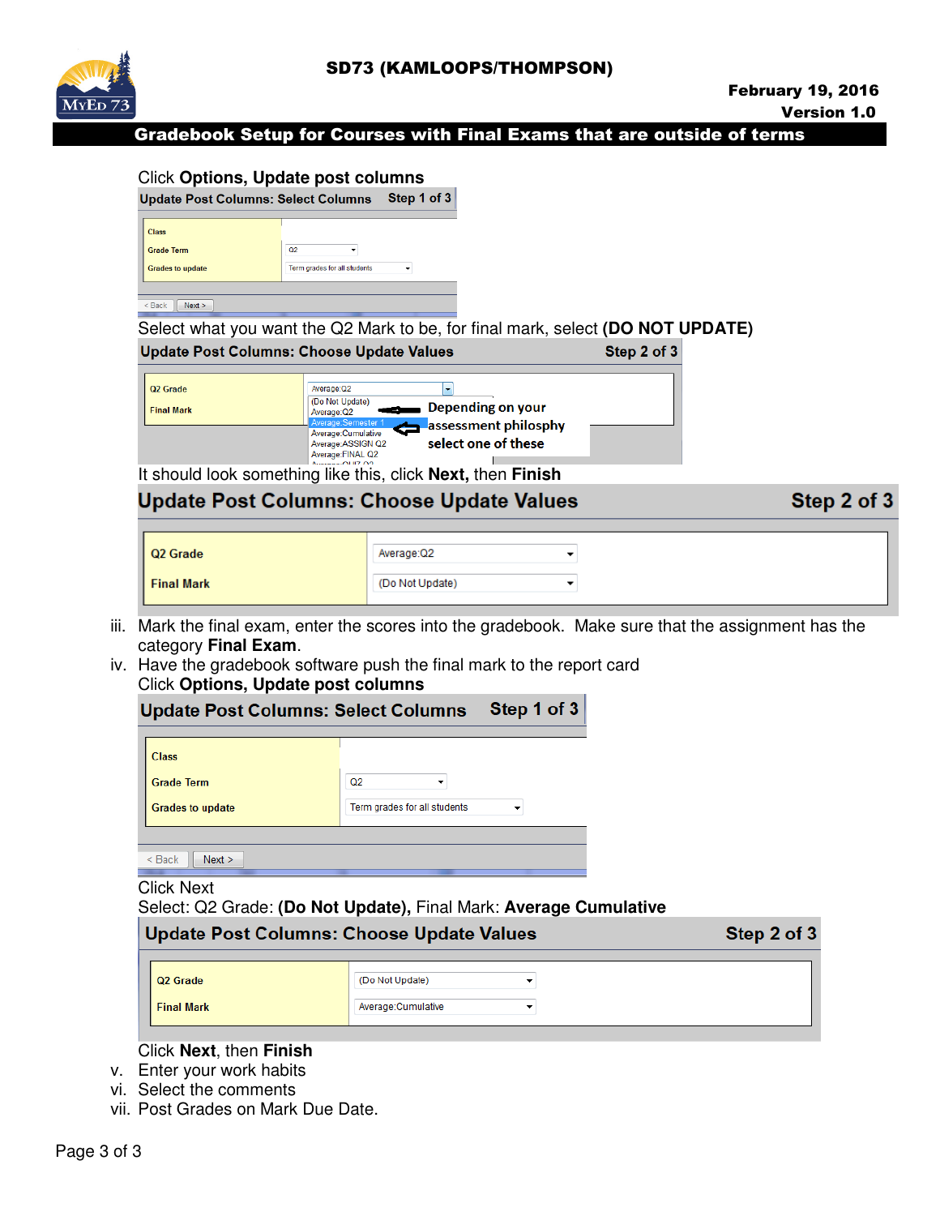Click **Options, Update post columns**

**Update Post Columns: Select Columns** **Step 1 of 3**

| | |
|---|---|
| Class | |
| Grade Term | Q2 |
| Grades to update | Term grades for all students |

< Back | Next >

Select what you want the Q2 Mark to be, for final mark, select **(DO NOT UPDATE)**

**Update Post Columns: Choose Update Values** **Step 2 of 3**

| | |
|---|---|
| Q2 Grade | Average:Q2 |
| Final Mark | |

(Do Not Update)
Average:Q2
Average:Semester 1
Average:Cumulative
Average:ASSIGN Q2
Average:FINAL Q2

Depending on your assessment philosphy select one of these

It should look something like this, click **Next,** then **Finish**

**Update Post Columns: Choose Update Values** **Step 2 of 3**

| | |
|---|---|
| Q2 Grade | Average:Q2 |
| Final Mark | (Do Not Update) |

iii. Mark the final exam, enter the scores into the gradebook. Make sure that the assignment has the category **Final Exam**.

iv. Have the gradebook software push the final mark to the report card
Click **Options, Update post columns**

**Update Post Columns: Select Columns** **Step 1 of 3**

| | |
|---|---|
| Class | |
| Grade Term | Q2 |
| Grades to update | Term grades for all students |

< Back | Next >

Click Next
Select: Q2 Grade: **(Do Not Update),** Final Mark: **Average Cumulative**

**Update Post Columns: Choose Update Values** **Step 2 of 3**

| | |
|---|---|
| Q2 Grade | (Do Not Update) |
| Final Mark | Average:Cumulative |

Click **Next**, then **Finish**

v. Enter your work habits

vi. Select the comments

vii. Post Grades on Mark Due Date.